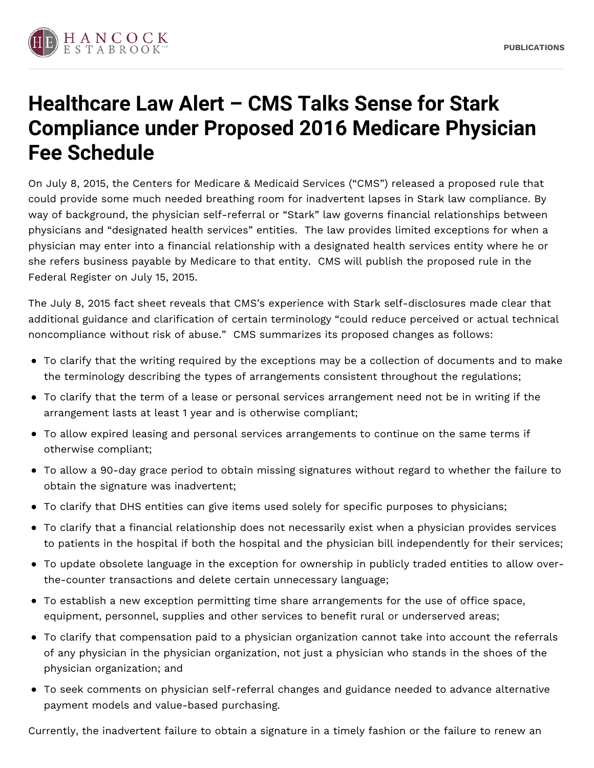# Healthcare Law Alert – CMS Talks Sense for Stark Compliance under Proposed 2016 Medicare Physician Fee Schedule

On July 8, 2015, the Centers for Medicare & Medicaid Services ("CMS") released a proposed rule that could provide some much needed breathing room for inadvertent lapses in Stark law compliance. By way of background, the physician self-referral or "Stark" law governs financial relationships between physicians and "designated health services" entities. The law provides limited exceptions for when a physician may enter into a financial relationship with a designated health services entity where he or she refers business payable by Medicare to that entity. CMS will publish the proposed rule in the Federal Register on July 15, 2015.

The July 8, 2015 fact sheet reveals that CMS's experience with Stark self-disclosures made clear that additional guidance and clarification of certain terminology "could reduce perceived or actual technical noncompliance without risk of abuse." CMS summarizes its proposed changes as follows:

- To clarify that the writing required by the exceptions may be a collection of documents and to make the terminology describing the types of arrangements consistent throughout the regulations;
- To clarify that the term of a lease or personal services arrangement need not be in writing if the arrangement lasts at least 1 year and is otherwise compliant;
- To allow expired leasing and personal services arrangements to continue on the same terms if otherwise compliant;
- To allow a 90-day grace period to obtain missing signatures without regard to whether the failure to obtain the signature was inadvertent;
- To clarify that DHS entities can give items used solely for specific purposes to physicians;
- To clarify that a financial relationship does not necessarily exist when a physician provides services to patients in the hospital if both the hospital and the physician bill independently for their services;
- To update obsolete language in the exception for ownership in publicly traded entities to allow over-the-counter transactions and delete certain unnecessary language;
- To establish a new exception permitting time share arrangements for the use of office space, equipment, personnel, supplies and other services to benefit rural or underserved areas;
- To clarify that compensation paid to a physician organization cannot take into account the referrals of any physician in the physician organization, not just a physician who stands in the shoes of the physician organization; and
- To seek comments on physician self-referral changes and guidance needed to advance alternative payment models and value-based purchasing.

Currently, the inadvertent failure to obtain a signature in a timely fashion or the failure to renew an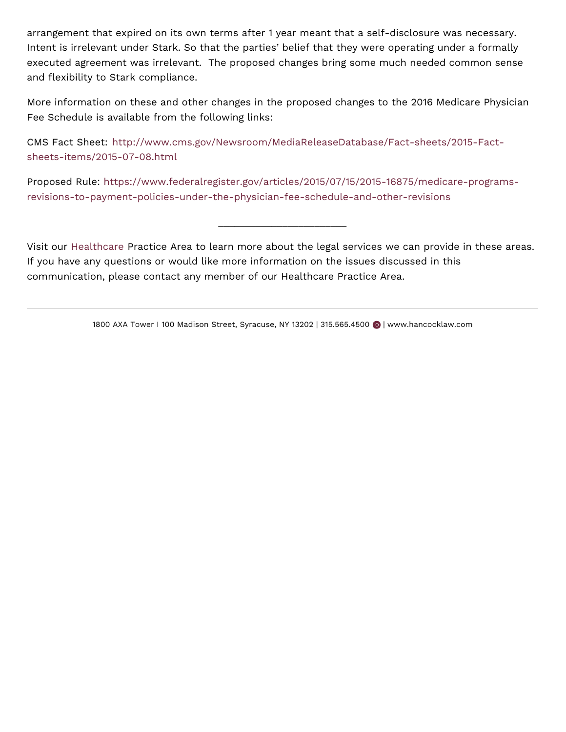arrangement that expired on its own terms after 1 year meant that a self-disclosure was necessary. Intent is irrelevant under Stark. So that the parties' belief that they were operating under a formally executed agreement was irrelevant.  The proposed changes bring some much needed common sense and flexibility to Stark compliance.

More information on these and other changes in the proposed changes to the 2016 Medicare Physician Fee Schedule is available from the following links:

CMS Fact Sheet: http://www.cms.gov/Newsroom/MediaReleaseDatabase/Fact-sheets/2015-Fact-sheets-items/2015-07-08.html

Proposed Rule: https://www.federalregister.gov/articles/2015/07/15/2015-16875/medicare-programs-revisions-to-payment-policies-under-the-physician-fee-schedule-and-other-revisions

______________________

Visit our Healthcare Practice Area to learn more about the legal services we can provide in these areas. If you have any questions or would like more information on the issues discussed in this communication, please contact any member of our Healthcare Practice Area.

1800 AXA Tower I 100 Madison Street, Syracuse, NY 13202 | 315.565.4500 | www.hancocklaw.com